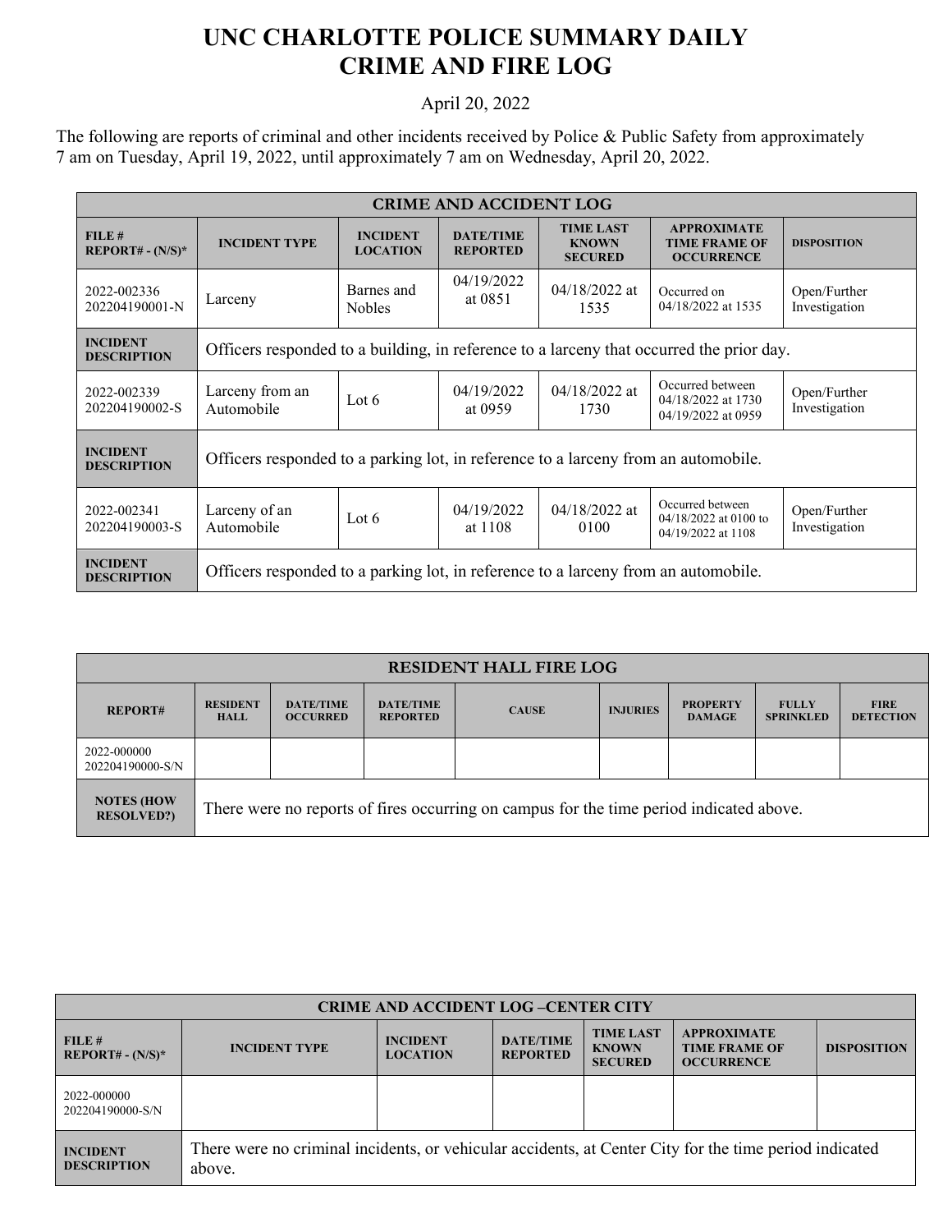# UNC CHARLOTTE POLICE SUMMARY DAILY CRIME AND FIRE LOG

April 20, 2022

The following are reports of criminal and other incidents received by Police & Public Safety from approximately 7 am on Tuesday, April 19, 2022, until approximately 7 am on Wednesday, April 20, 2022.

| CRIME AND ACCIDENT LOG | | | | | | |
|---|---|---|---|---|---|---|
| **FILE # REPORT# - (N/S)*** | **INCIDENT TYPE** | **INCIDENT LOCATION** | **DATE/TIME REPORTED** | **TIME LAST KNOWN SECURED** | **APPROXIMATE TIME FRAME OF OCCURRENCE** | **DISPOSITION** |
| 2022-002336 202204190001-N | Larceny | Barnes and Nobles | 04/19/2022 at 0851 | 04/18/2022 at 1535 | Occurred on 04/18/2022 at 1535 | Open/Further Investigation |
| **INCIDENT DESCRIPTION** | Officers responded to a building, in reference to a larceny that occurred the prior day. | | | | | |
| 2022-002339 202204190002-S | Larceny from an Automobile | Lot 6 | 04/19/2022 at 0959 | 04/18/2022 at 1730 | Occurred between 04/18/2022 at 1730 04/19/2022 at 0959 | Open/Further Investigation |
| **INCIDENT DESCRIPTION** | Officers responded to a parking lot, in reference to a larceny from an automobile. | | | | | |
| 2022-002341 202204190003-S | Larceny of an Automobile | Lot 6 | 04/19/2022 at 1108 | 04/18/2022 at 0100 | Occurred between 04/18/2022 at 0100 to 04/19/2022 at 1108 | Open/Further Investigation |
| **INCIDENT DESCRIPTION** | Officers responded to a parking lot, in reference to a larceny from an automobile. | | | | | |

| RESIDENT HALL FIRE LOG | | | | | | | | |
|---|---|---|---|---|---|---|---|---|
| **REPORT#** | **RESIDENT HALL** | **DATE/TIME OCCURRED** | **DATE/TIME REPORTED** | **CAUSE** | **INJURIES** | **PROPERTY DAMAGE** | **FULLY SPRINKLED** | **FIRE DETECTION** |
| 2022-000000 202204190000-S/N | | | | | | | | |
| **NOTES (HOW RESOLVED?)** | There were no reports of fires occurring on campus for the time period indicated above. | | | | | | | |

| CRIME AND ACCIDENT LOG –CENTER CITY | | | | | | |
|---|---|---|---|---|---|---|
| **FILE # REPORT# - (N/S)*** | **INCIDENT TYPE** | **INCIDENT LOCATION** | **DATE/TIME REPORTED** | **TIME LAST KNOWN SECURED** | **APPROXIMATE TIME FRAME OF OCCURRENCE** | **DISPOSITION** |
| 2022-000000 202204190000-S/N | | | | | | |
| **INCIDENT DESCRIPTION** | There were no criminal incidents, or vehicular accidents, at Center City for the time period indicated above. | | | | | |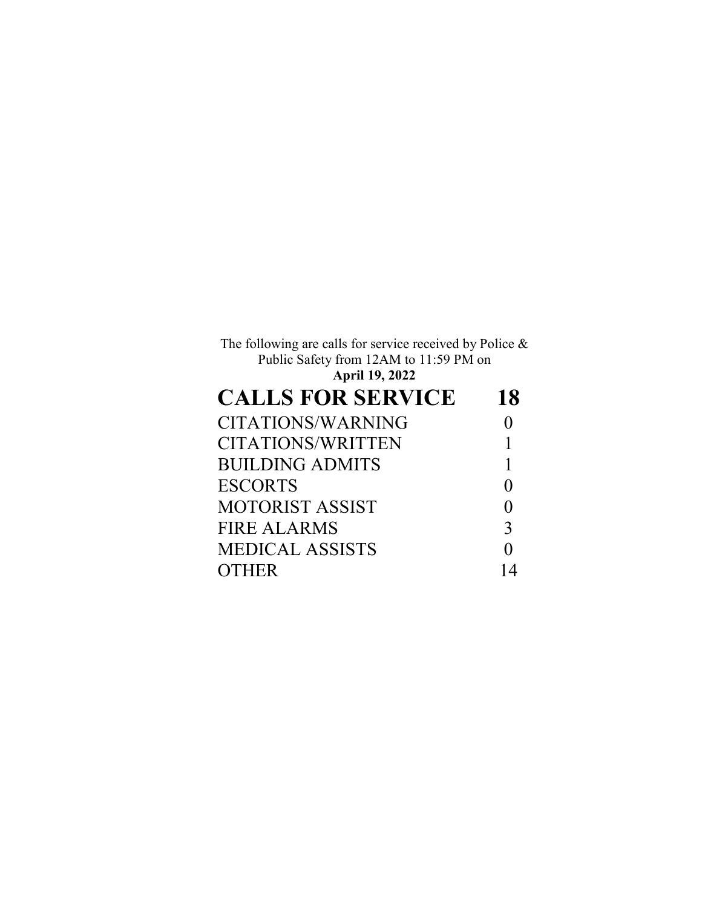The following are calls for service received by Police & Public Safety from 12AM to 11:59 PM on

**April 19, 2022**

| | |
|---|---|
| **CALLS FOR SERVICE** | **18** |
| CITATIONS/WARNING | 0 |
| CITATIONS/WRITTEN | 1 |
| BUILDING ADMITS | 1 |
| ESCORTS | 0 |
| MOTORIST ASSIST | 0 |
| FIRE ALARMS | 3 |
| MEDICAL ASSISTS | 0 |
| OTHER | 14 |